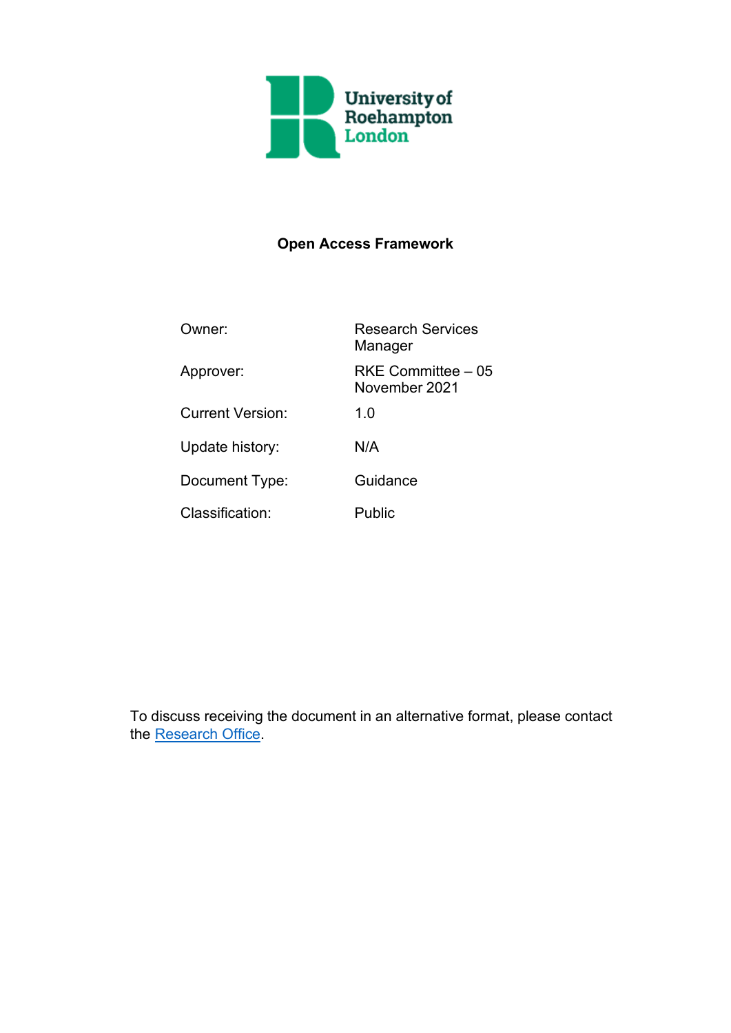University of Roehampton London

# Open Access Framework

| | |
|---|---|
| Owner: | Research Services Manager |
| Approver: | RKE Committee – 05 November 2021 |
| Current Version: | 1.0 |
| Update history: | N/A |
| Document Type: | Guidance |
| Classification: | Public |

To discuss receiving the document in an alternative format, please contact the [Research Office](Research Office).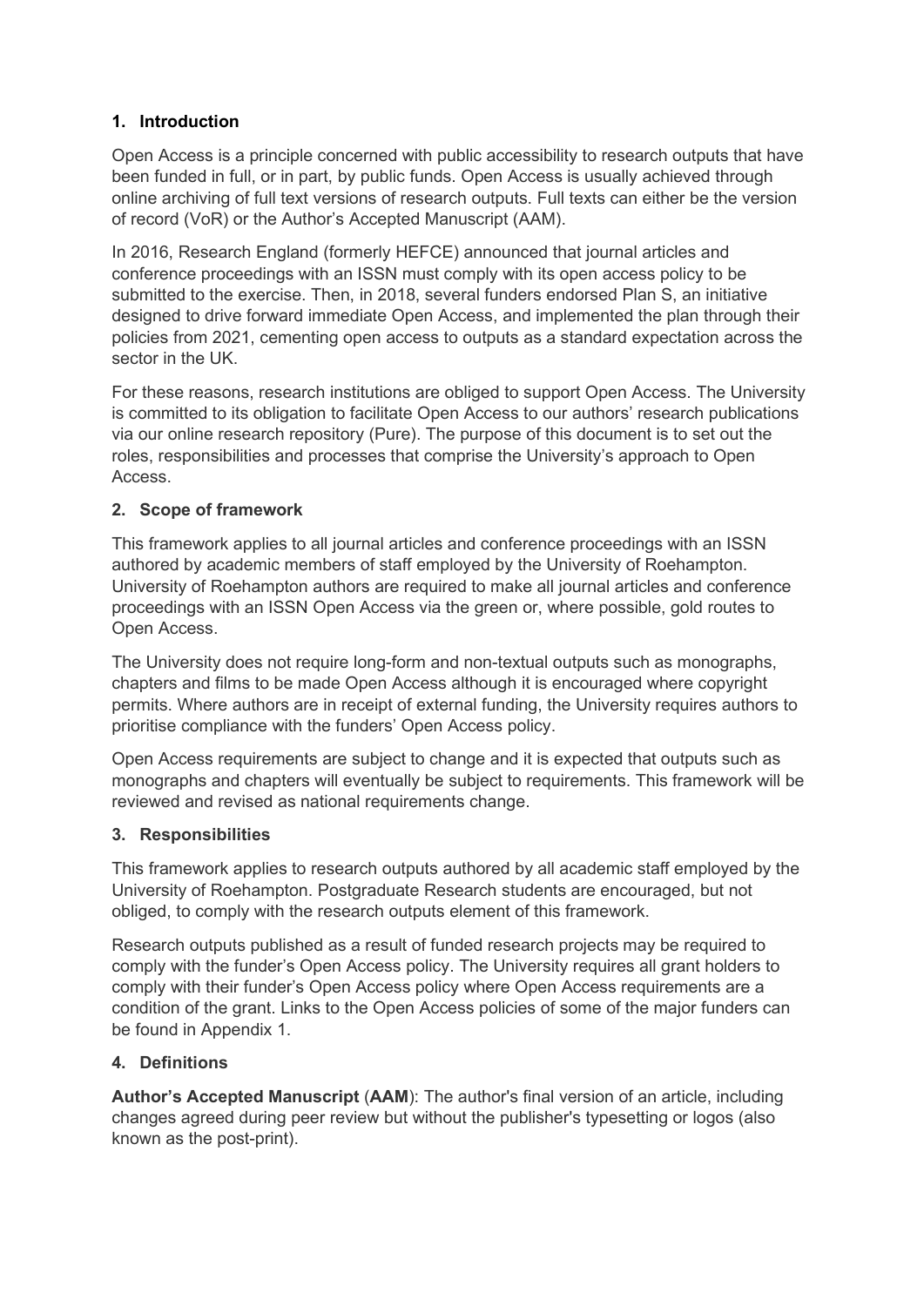## 1. Introduction

Open Access is a principle concerned with public accessibility to research outputs that have been funded in full, or in part, by public funds. Open Access is usually achieved through online archiving of full text versions of research outputs. Full texts can either be the version of record (VoR) or the Author's Accepted Manuscript (AAM).

In 2016, Research England (formerly HEFCE) announced that journal articles and conference proceedings with an ISSN must comply with its open access policy to be submitted to the exercise. Then, in 2018, several funders endorsed Plan S, an initiative designed to drive forward immediate Open Access, and implemented the plan through their policies from 2021, cementing open access to outputs as a standard expectation across the sector in the UK.

For these reasons, research institutions are obliged to support Open Access. The University is committed to its obligation to facilitate Open Access to our authors' research publications via our online research repository (Pure). The purpose of this document is to set out the roles, responsibilities and processes that comprise the University's approach to Open Access.

## 2. Scope of framework

This framework applies to all journal articles and conference proceedings with an ISSN authored by academic members of staff employed by the University of Roehampton. University of Roehampton authors are required to make all journal articles and conference proceedings with an ISSN Open Access via the green or, where possible, gold routes to Open Access.

The University does not require long-form and non-textual outputs such as monographs, chapters and films to be made Open Access although it is encouraged where copyright permits. Where authors are in receipt of external funding, the University requires authors to prioritise compliance with the funders' Open Access policy.

Open Access requirements are subject to change and it is expected that outputs such as monographs and chapters will eventually be subject to requirements. This framework will be reviewed and revised as national requirements change.

## 3. Responsibilities

This framework applies to research outputs authored by all academic staff employed by the University of Roehampton. Postgraduate Research students are encouraged, but not obliged, to comply with the research outputs element of this framework.

Research outputs published as a result of funded research projects may be required to comply with the funder's Open Access policy. The University requires all grant holders to comply with their funder's Open Access policy where Open Access requirements are a condition of the grant. Links to the Open Access policies of some of the major funders can be found in Appendix 1.

## 4. Definitions

**Author's Accepted Manuscript** (**AAM**): The author's final version of an article, including changes agreed during peer review but without the publisher's typesetting or logos (also known as the post-print).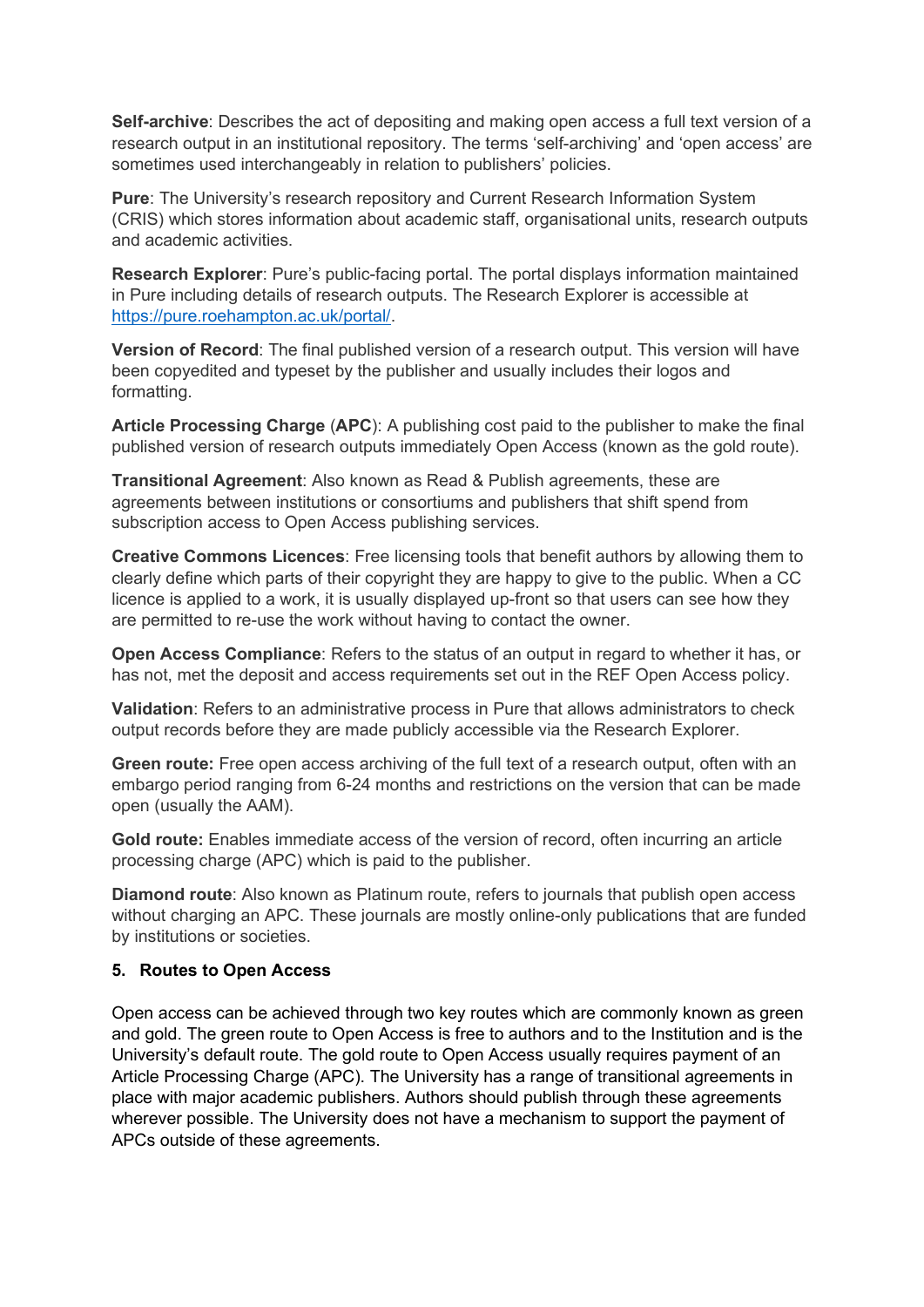**Self-archive**: Describes the act of depositing and making open access a full text version of a research output in an institutional repository. The terms 'self-archiving' and 'open access' are sometimes used interchangeably in relation to publishers' policies.

**Pure**: The University's research repository and Current Research Information System (CRIS) which stores information about academic staff, organisational units, research outputs and academic activities.

**Research Explorer**: Pure's public-facing portal. The portal displays information maintained in Pure including details of research outputs. The Research Explorer is accessible at [https://pure.roehampton.ac.uk/portal/](https://pure.roehampton.ac.uk/portal/).

**Version of Record**: The final published version of a research output. This version will have been copyedited and typeset by the publisher and usually includes their logos and formatting.

**Article Processing Charge** (**APC**): A publishing cost paid to the publisher to make the final published version of research outputs immediately Open Access (known as the gold route).

**Transitional Agreement**: Also known as Read & Publish agreements, these are agreements between institutions or consortiums and publishers that shift spend from subscription access to Open Access publishing services.

**Creative Commons Licences**: Free licensing tools that benefit authors by allowing them to clearly define which parts of their copyright they are happy to give to the public. When a CC licence is applied to a work, it is usually displayed up-front so that users can see how they are permitted to re-use the work without having to contact the owner.

**Open Access Compliance**: Refers to the status of an output in regard to whether it has, or has not, met the deposit and access requirements set out in the REF Open Access policy.

**Validation**: Refers to an administrative process in Pure that allows administrators to check output records before they are made publicly accessible via the Research Explorer.

**Green route:** Free open access archiving of the full text of a research output, often with an embargo period ranging from 6-24 months and restrictions on the version that can be made open (usually the AAM).

**Gold route:** Enables immediate access of the version of record, often incurring an article processing charge (APC) which is paid to the publisher.

**Diamond route**: Also known as Platinum route, refers to journals that publish open access without charging an APC. These journals are mostly online-only publications that are funded by institutions or societies.

## 5. Routes to Open Access

Open access can be achieved through two key routes which are commonly known as green and gold. The green route to Open Access is free to authors and to the Institution and is the University's default route. The gold route to Open Access usually requires payment of an Article Processing Charge (APC). The University has a range of transitional agreements in place with major academic publishers. Authors should publish through these agreements wherever possible. The University does not have a mechanism to support the payment of APCs outside of these agreements.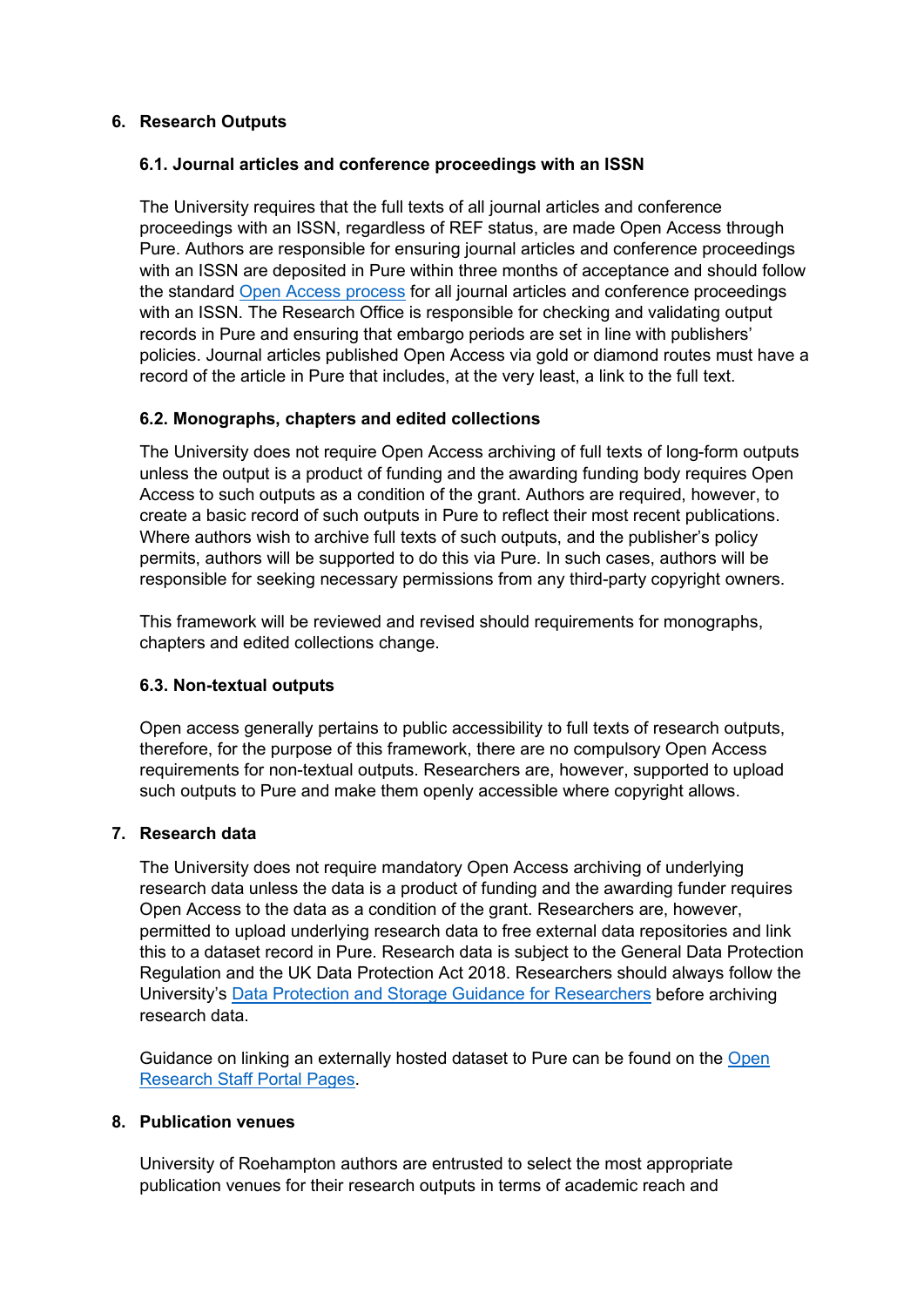## 6. Research Outputs

### 6.1. Journal articles and conference proceedings with an ISSN

The University requires that the full texts of all journal articles and conference proceedings with an ISSN, regardless of REF status, are made Open Access through Pure. Authors are responsible for ensuring journal articles and conference proceedings with an ISSN are deposited in Pure within three months of acceptance and should follow the standard Open Access process for all journal articles and conference proceedings with an ISSN. The Research Office is responsible for checking and validating output records in Pure and ensuring that embargo periods are set in line with publishers' policies. Journal articles published Open Access via gold or diamond routes must have a record of the article in Pure that includes, at the very least, a link to the full text.

### 6.2. Monographs, chapters and edited collections

The University does not require Open Access archiving of full texts of long-form outputs unless the output is a product of funding and the awarding funding body requires Open Access to such outputs as a condition of the grant. Authors are required, however, to create a basic record of such outputs in Pure to reflect their most recent publications. Where authors wish to archive full texts of such outputs, and the publisher's policy permits, authors will be supported to do this via Pure. In such cases, authors will be responsible for seeking necessary permissions from any third-party copyright owners.

This framework will be reviewed and revised should requirements for monographs, chapters and edited collections change.

### 6.3. Non-textual outputs

Open access generally pertains to public accessibility to full texts of research outputs, therefore, for the purpose of this framework, there are no compulsory Open Access requirements for non-textual outputs. Researchers are, however, supported to upload such outputs to Pure and make them openly accessible where copyright allows.

## 7. Research data

The University does not require mandatory Open Access archiving of underlying research data unless the data is a product of funding and the awarding funder requires Open Access to the data as a condition of the grant. Researchers are, however, permitted to upload underlying research data to free external data repositories and link this to a dataset record in Pure. Research data is subject to the General Data Protection Regulation and the UK Data Protection Act 2018. Researchers should always follow the University's Data Protection and Storage Guidance for Researchers before archiving research data.

Guidance on linking an externally hosted dataset to Pure can be found on the Open Research Staff Portal Pages.

## 8. Publication venues

University of Roehampton authors are entrusted to select the most appropriate publication venues for their research outputs in terms of academic reach and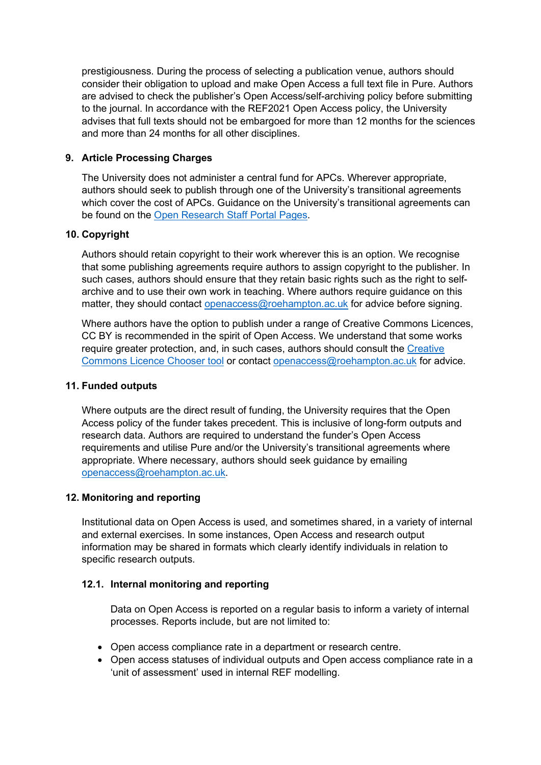prestigiousness. During the process of selecting a publication venue, authors should consider their obligation to upload and make Open Access a full text file in Pure. Authors are advised to check the publisher's Open Access/self-archiving policy before submitting to the journal. In accordance with the REF2021 Open Access policy, the University advises that full texts should not be embargoed for more than 12 months for the sciences and more than 24 months for all other disciplines.

## 9. Article Processing Charges

The University does not administer a central fund for APCs. Wherever appropriate, authors should seek to publish through one of the University's transitional agreements which cover the cost of APCs. Guidance on the University's transitional agreements can be found on the Open Research Staff Portal Pages.

## 10. Copyright

Authors should retain copyright to their work wherever this is an option. We recognise that some publishing agreements require authors to assign copyright to the publisher. In such cases, authors should ensure that they retain basic rights such as the right to self-archive and to use their own work in teaching. Where authors require guidance on this matter, they should contact openaccess@roehampton.ac.uk for advice before signing.

Where authors have the option to publish under a range of Creative Commons Licences, CC BY is recommended in the spirit of Open Access. We understand that some works require greater protection, and, in such cases, authors should consult the Creative Commons Licence Chooser tool or contact openaccess@roehampton.ac.uk for advice.

## 11. Funded outputs

Where outputs are the direct result of funding, the University requires that the Open Access policy of the funder takes precedent. This is inclusive of long-form outputs and research data. Authors are required to understand the funder's Open Access requirements and utilise Pure and/or the University's transitional agreements where appropriate. Where necessary, authors should seek guidance by emailing openaccess@roehampton.ac.uk.

## 12. Monitoring and reporting

Institutional data on Open Access is used, and sometimes shared, in a variety of internal and external exercises. In some instances, Open Access and research output information may be shared in formats which clearly identify individuals in relation to specific research outputs.

### 12.1. Internal monitoring and reporting

Data on Open Access is reported on a regular basis to inform a variety of internal processes. Reports include, but are not limited to:

- Open access compliance rate in a department or research centre.
- Open access statuses of individual outputs and Open access compliance rate in a 'unit of assessment' used in internal REF modelling.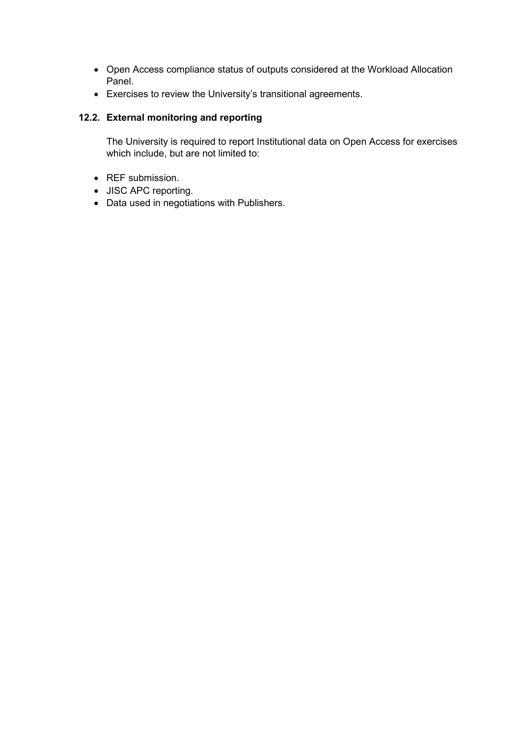- Open Access compliance status of outputs considered at the Workload Allocation Panel.
- Exercises to review the University's transitional agreements.

### 12.2. External monitoring and reporting

The University is required to report Institutional data on Open Access for exercises which include, but are not limited to:

- REF submission.
- JISC APC reporting.
- Data used in negotiations with Publishers.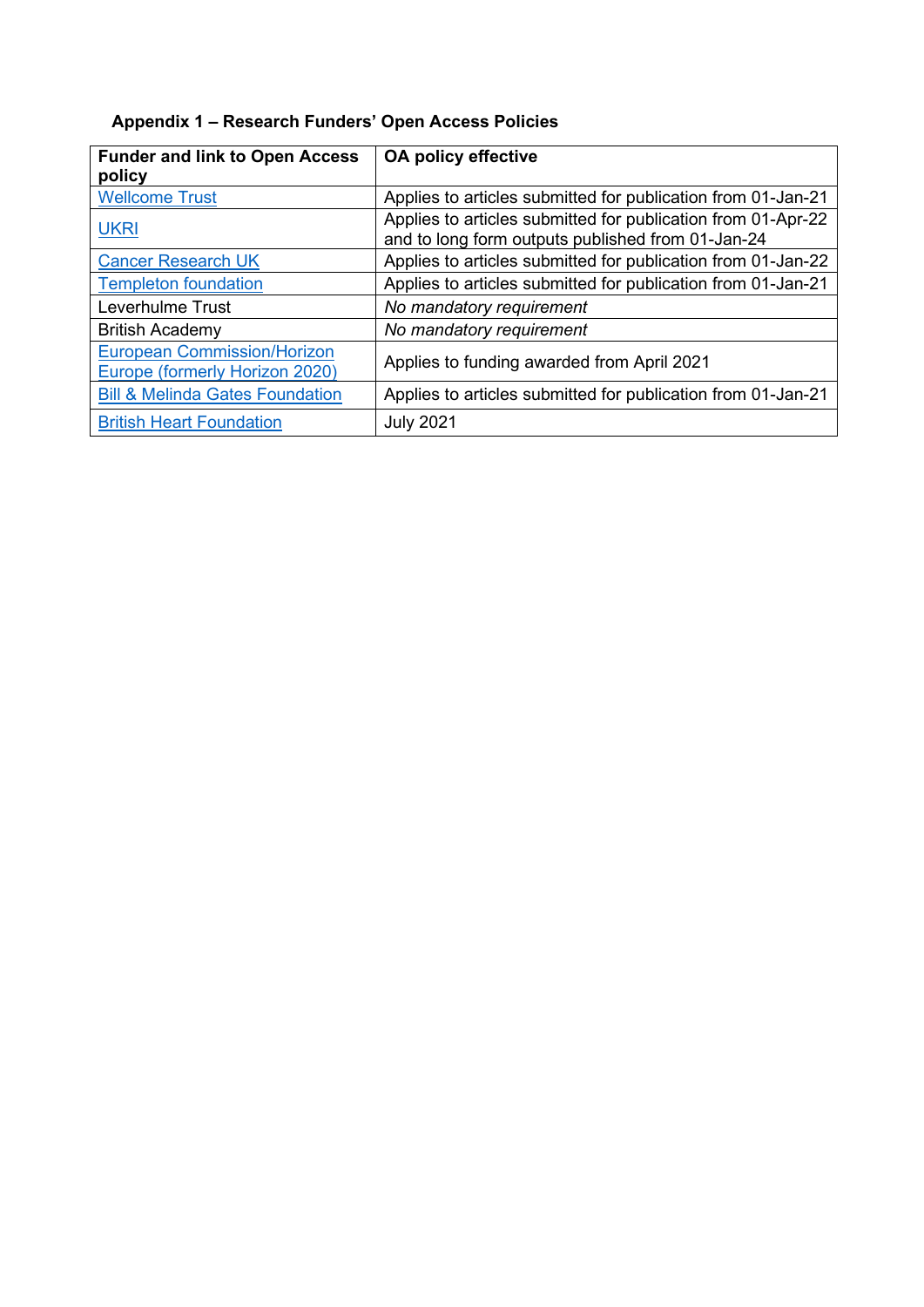**Appendix 1 – Research Funders' Open Access Policies**

| Funder and link to Open Access policy | OA policy effective |
|---|---|
| Wellcome Trust | Applies to articles submitted for publication from 01-Jan-21 |
| UKRI | Applies to articles submitted for publication from 01-Apr-22 and to long form outputs published from 01-Jan-24 |
| Cancer Research UK | Applies to articles submitted for publication from 01-Jan-22 |
| Templeton foundation | Applies to articles submitted for publication from 01-Jan-21 |
| Leverhulme Trust | *No mandatory requirement* |
| British Academy | *No mandatory requirement* |
| European Commission/Horizon Europe (formerly Horizon 2020) | Applies to funding awarded from April 2021 |
| Bill & Melinda Gates Foundation | Applies to articles submitted for publication from 01-Jan-21 |
| British Heart Foundation | July 2021 |